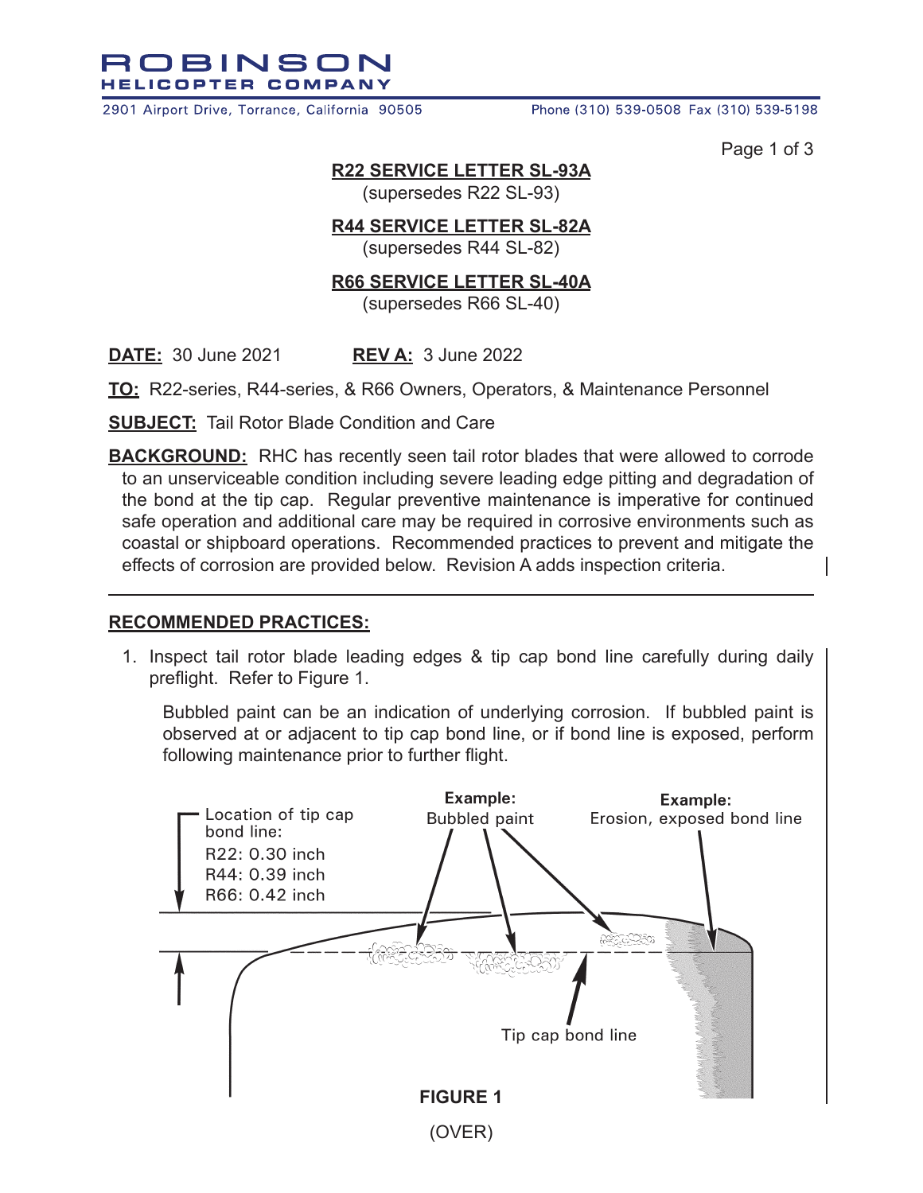# ROBINSON HELICOPTER COMPANY

2901 Airport Drive, Torrance, California 90505 Phone (310) 539-0508 Fax (310) 539-5198

**R22 SERVICE LETTER SL-93A**
(supersedes R22 SL-93)

**R44 SERVICE LETTER SL-82A**
(supersedes R44 SL-82)

**R66 SERVICE LETTER SL-40A**
(supersedes R66 SL-40)

**DATE:** 30 June 2021 **REV A:** 3 June 2022

**TO:** R22-series, R44-series, & R66 Owners, Operators, & Maintenance Personnel

**SUBJECT:** Tail Rotor Blade Condition and Care

**BACKGROUND:** RHC has recently seen tail rotor blades that were allowed to corrode to an unserviceable condition including severe leading edge pitting and degradation of the bond at the tip cap. Regular preventive maintenance is imperative for continued safe operation and additional care may be required in corrosive environments such as coastal or shipboard operations. Recommended practices to prevent and mitigate the effects of corrosion are provided below. Revision A adds inspection criteria.

---

**RECOMMENDED PRACTICES:**

1. Inspect tail rotor blade leading edges & tip cap bond line carefully during daily preflight. Refer to Figure 1.

   Bubbled paint can be an indication of underlying corrosion. If bubbled paint is observed at or adjacent to tip cap bond line, or if bond line is exposed, perform following maintenance prior to further flight.

Location of tip cap bond line:
R22: 0.30 inch
R44: 0.39 inch
R66: 0.42 inch

**Example:** Bubbled paint

**Example:** Erosion, exposed bond line

Tip cap bond line

**FIGURE 1**

(OVER)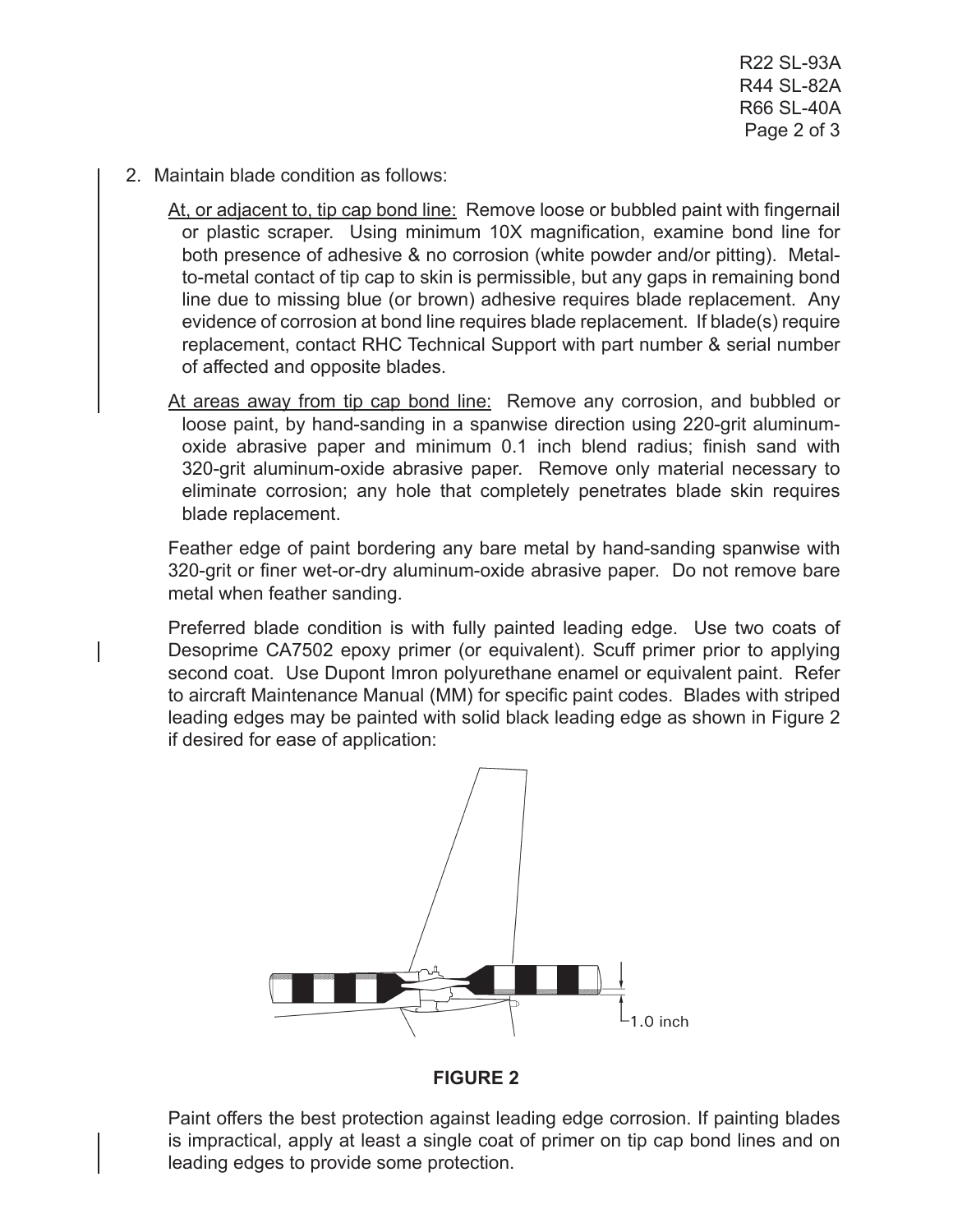2. Maintain blade condition as follows:

   At, or adjacent to, tip cap bond line: Remove loose or bubbled paint with fingernail or plastic scraper. Using minimum 10X magnification, examine bond line for both presence of adhesive & no corrosion (white powder and/or pitting). Metal-to-metal contact of tip cap to skin is permissible, but any gaps in remaining bond line due to missing blue (or brown) adhesive requires blade replacement. Any evidence of corrosion at bond line requires blade replacement. If blade(s) require replacement, contact RHC Technical Support with part number & serial number of affected and opposite blades.

   At areas away from tip cap bond line: Remove any corrosion, and bubbled or loose paint, by hand-sanding in a spanwise direction using 220-grit aluminum-oxide abrasive paper and minimum 0.1 inch blend radius; finish sand with 320-grit aluminum-oxide abrasive paper. Remove only material necessary to eliminate corrosion; any hole that completely penetrates blade skin requires blade replacement.

   Feather edge of paint bordering any bare metal by hand-sanding spanwise with 320-grit or finer wet-or-dry aluminum-oxide abrasive paper. Do not remove bare metal when feather sanding.

   Preferred blade condition is with fully painted leading edge. Use two coats of Desoprime CA7502 epoxy primer (or equivalent). Scuff primer prior to applying second coat. Use Dupont Imron polyurethane enamel or equivalent paint. Refer to aircraft Maintenance Manual (MM) for specific paint codes. Blades with striped leading edges may be painted with solid black leading edge as shown in Figure 2 if desired for ease of application:

1.0 inch

**FIGURE 2**

   Paint offers the best protection against leading edge corrosion. If painting blades is impractical, apply at least a single coat of primer on tip cap bond lines and on leading edges to provide some protection.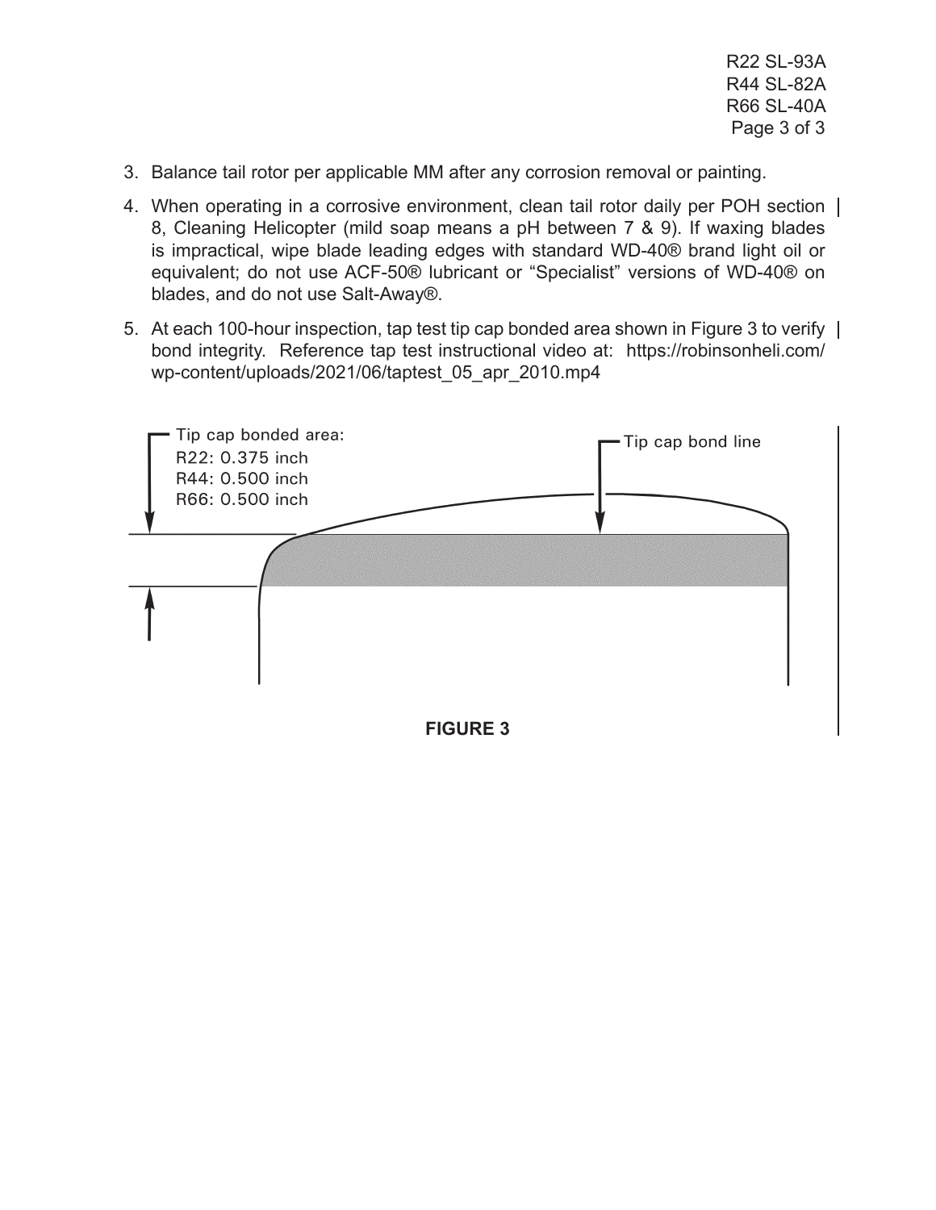3. Balance tail rotor per applicable MM after any corrosion removal or painting.

4. When operating in a corrosive environment, clean tail rotor daily per POH section 8, Cleaning Helicopter (mild soap means a pH between 7 & 9). If waxing blades is impractical, wipe blade leading edges with standard WD-40® brand light oil or equivalent; do not use ACF-50® lubricant or "Specialist" versions of WD-40® on blades, and do not use Salt-Away®.

5. At each 100-hour inspection, tap test tip cap bonded area shown in Figure 3 to verify bond integrity. Reference tap test instructional video at: https://robinsonheli.com/wp-content/uploads/2021/06/taptest_05_apr_2010.mp4

Tip cap bonded area:
R22: 0.375 inch
R44: 0.500 inch
R66: 0.500 inch

Tip cap bond line

**FIGURE 3**